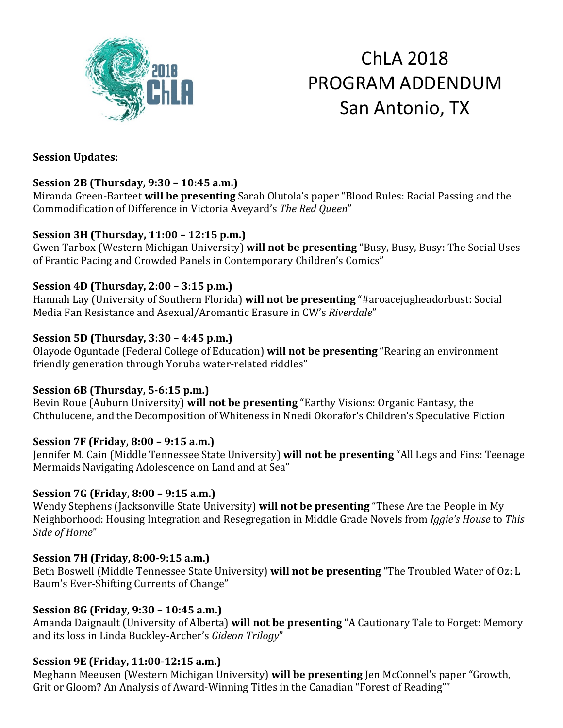# ChLA 2018 PROGRAM ADDENDUM San Antonio, TX

**Session Updates:**

**Session 2B (Thursday, 9:30 – 10:45 a.m.)**
Miranda Green-Barteet **will be presenting** Sarah Olutola's paper "Blood Rules: Racial Passing and the Commodification of Difference in Victoria Aveyard's *The Red Queen*"

**Session 3H (Thursday, 11:00 – 12:15 p.m.)**
Gwen Tarbox (Western Michigan University) **will not be presenting** "Busy, Busy, Busy: The Social Uses of Frantic Pacing and Crowded Panels in Contemporary Children's Comics"

**Session 4D (Thursday, 2:00 – 3:15 p.m.)**
Hannah Lay (University of Southern Florida) **will not be presenting** "#aroacejugheadorbust: Social Media Fan Resistance and Asexual/Aromantic Erasure in CW's *Riverdale*"

**Session 5D (Thursday, 3:30 – 4:45 p.m.)**
Olayode Oguntade (Federal College of Education) **will not be presenting** "Rearing an environment friendly generation through Yoruba water-related riddles"

**Session 6B (Thursday, 5-6:15 p.m.)**
Bevin Roue (Auburn University) **will not be presenting** "Earthy Visions: Organic Fantasy, the Chthulucene, and the Decomposition of Whiteness in Nnedi Okorafor's Children's Speculative Fiction

**Session 7F (Friday, 8:00 – 9:15 a.m.)**
Jennifer M. Cain (Middle Tennessee State University) **will not be presenting** "All Legs and Fins: Teenage Mermaids Navigating Adolescence on Land and at Sea"

**Session 7G (Friday, 8:00 – 9:15 a.m.)**
Wendy Stephens (Jacksonville State University) **will not be presenting** "These Are the People in My Neighborhood: Housing Integration and Resegregation in Middle Grade Novels from *Iggie's House* to *This Side of Home*"

**Session 7H (Friday, 8:00-9:15 a.m.)**
Beth Boswell (Middle Tennessee State University) **will not be presenting** "The Troubled Water of Oz: L Baum's Ever-Shifting Currents of Change"

**Session 8G (Friday, 9:30 – 10:45 a.m.)**
Amanda Daignault (University of Alberta) **will not be presenting** "A Cautionary Tale to Forget: Memory and its loss in Linda Buckley-Archer's *Gideon Trilogy*"

**Session 9E (Friday, 11:00-12:15 a.m.)**
Meghann Meeusen (Western Michigan University) **will be presenting** Jen McConnel's paper "Growth, Grit or Gloom? An Analysis of Award-Winning Titles in the Canadian "Forest of Reading""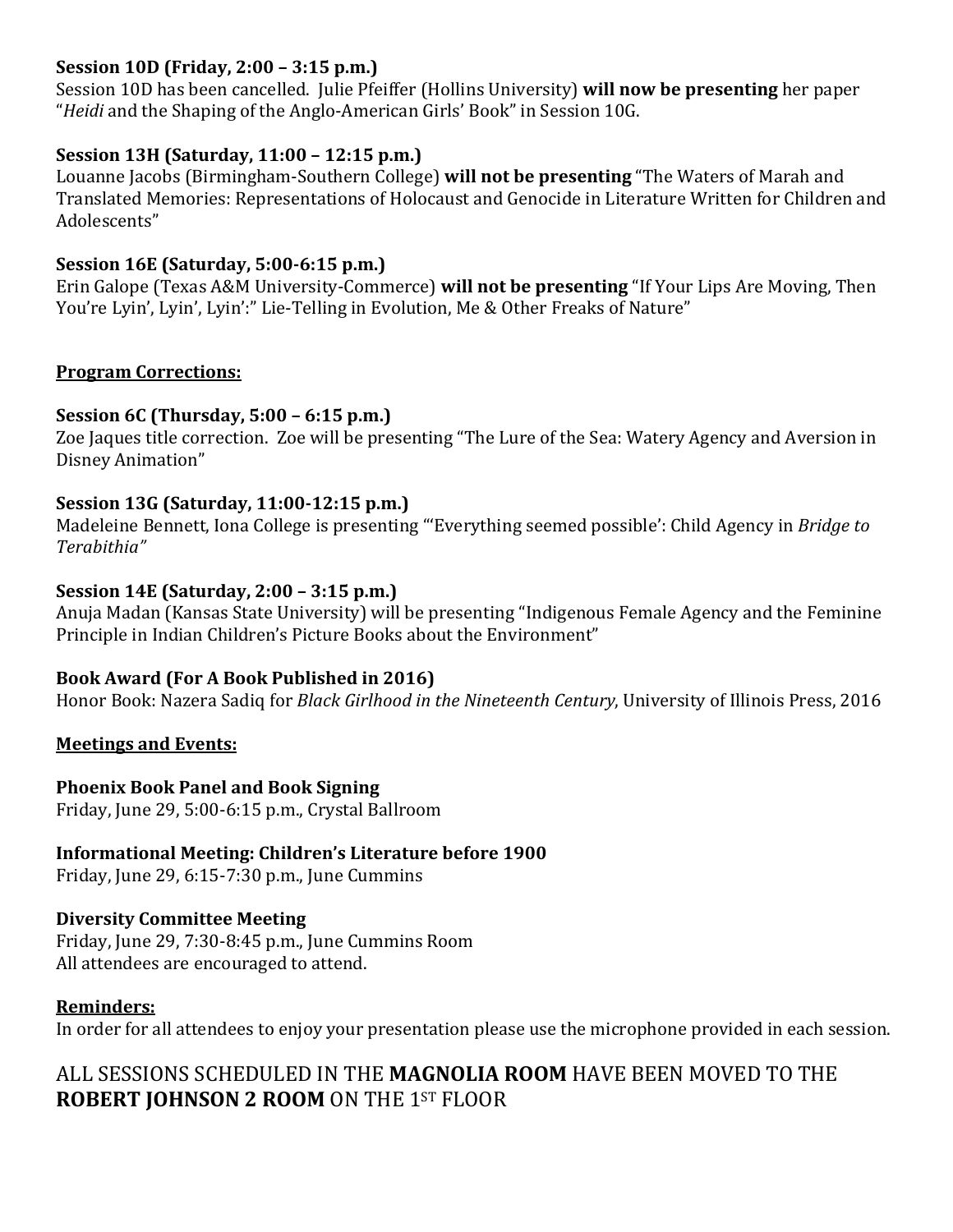**Session 10D (Friday, 2:00 – 3:15 p.m.)**
Session 10D has been cancelled. Julie Pfeiffer (Hollins University) **will now be presenting** her paper "*Heidi* and the Shaping of the Anglo-American Girls' Book" in Session 10G.

**Session 13H (Saturday, 11:00 – 12:15 p.m.)**
Louanne Jacobs (Birmingham-Southern College) **will not be presenting** "The Waters of Marah and Translated Memories: Representations of Holocaust and Genocide in Literature Written for Children and Adolescents"

**Session 16E (Saturday, 5:00-6:15 p.m.)**
Erin Galope (Texas A&M University-Commerce) **will not be presenting** "If Your Lips Are Moving, Then You're Lyin', Lyin', Lyin':" Lie-Telling in Evolution, Me & Other Freaks of Nature"

## Program Corrections:

**Session 6C (Thursday, 5:00 – 6:15 p.m.)**
Zoe Jaques title correction. Zoe will be presenting "The Lure of the Sea: Watery Agency and Aversion in Disney Animation"

**Session 13G (Saturday, 11:00-12:15 p.m.)**
Madeleine Bennett, Iona College is presenting "'Everything seemed possible': Child Agency in *Bridge to Terabithia"*

**Session 14E (Saturday, 2:00 – 3:15 p.m.)**
Anuja Madan (Kansas State University) will be presenting "Indigenous Female Agency and the Feminine Principle in Indian Children's Picture Books about the Environment"

**Book Award (For A Book Published in 2016)**
Honor Book: Nazera Sadiq for *Black Girlhood in the Nineteenth Century*, University of Illinois Press, 2016

## Meetings and Events:

**Phoenix Book Panel and Book Signing**
Friday, June 29, 5:00-6:15 p.m., Crystal Ballroom

**Informational Meeting: Children's Literature before 1900**
Friday, June 29, 6:15-7:30 p.m., June Cummins

**Diversity Committee Meeting**
Friday, June 29, 7:30-8:45 p.m., June Cummins Room
All attendees are encouraged to attend.

## Reminders:

In order for all attendees to enjoy your presentation please use the microphone provided in each session.

ALL SESSIONS SCHEDULED IN THE **MAGNOLIA ROOM** HAVE BEEN MOVED TO THE **ROBERT JOHNSON 2 ROOM** ON THE 1ST FLOOR